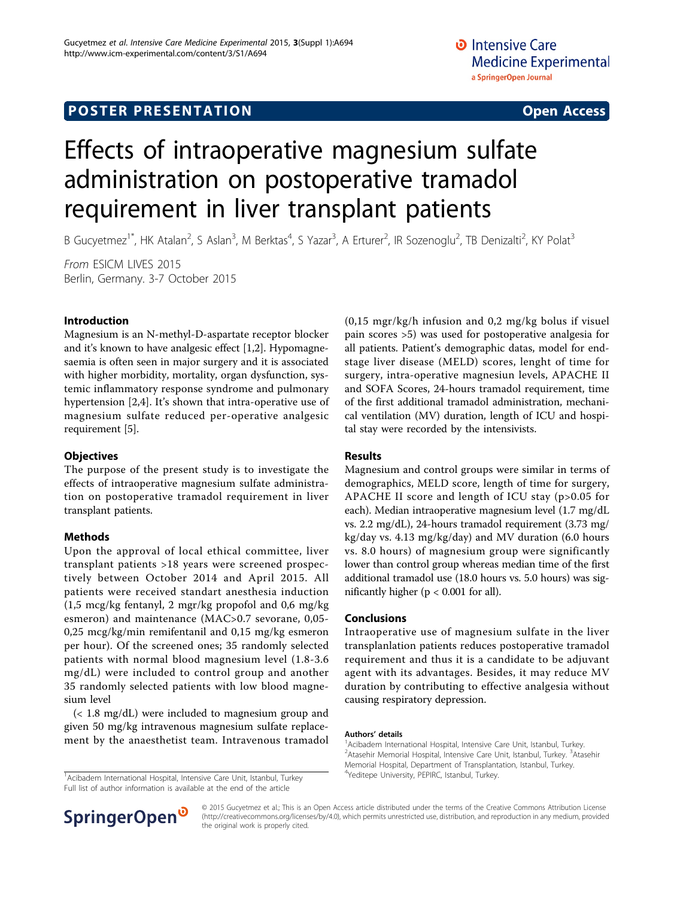**POSTER PRESENTATION** **Open Access**

# Effects of intraoperative magnesium sulfate administration on postoperative tramadol requirement in liver transplant patients

B Gucyetmez[1*], HK Atalan[2], S Aslan[3], M Berktas[4], S Yazar[3], A Erturer[2], IR Sozenoglu[2], TB Denizalti[2], KY Polat[3]

*From* ESICM LIVES 2015
Berlin, Germany. 3-7 October 2015

## Introduction

Magnesium is an N-methyl-D-aspartate receptor blocker and it's known to have analgesic effect [1,2]. Hypomagnesaemia is often seen in major surgery and it is associated with higher morbidity, mortality, organ dysfunction, systemic inflammatory response syndrome and pulmonary hypertension [2,4]. It's shown that intra-operative use of magnesium sulfate reduced per-operative analgesic requirement [5].

## Objectives

The purpose of the present study is to investigate the effects of intraoperative magnesium sulfate administration on postoperative tramadol requirement in liver transplant patients.

## Methods

Upon the approval of local ethical committee, liver transplant patients >18 years were screened prospectively between October 2014 and April 2015. All patients were received standart anesthesia induction (1,5 mcg/kg fentanyl, 2 mgr/kg propofol and 0,6 mg/kg esmeron) and maintenance (MAC>0.7 sevorane, 0,05-0,25 mcg/kg/min remifentanil and 0,15 mg/kg esmeron per hour). Of the screened ones; 35 randomly selected patients with normal blood magnesium level (1.8-3.6 mg/dL) were included to control group and another 35 randomly selected patients with low blood magnesium level

(< 1.8 mg/dL) were included to magnesium group and given 50 mg/kg intravenous magnesium sulfate replacement by the anaesthetist team. Intravenous tramadol (0,15 mgr/kg/h infusion and 0,2 mg/kg bolus if visuel pain scores >5) was used for postoperative analgesia for all patients. Patient's demographic datas, model for end-stage liver disease (MELD) scores, lenght of time for surgery, intra-operative magnesiun levels, APACHE II and SOFA Scores, 24-hours tramadol requirement, time of the first additional tramadol administration, mechanical ventilation (MV) duration, length of ICU and hospital stay were recorded by the intensivists.

## Results

Magnesium and control groups were similar in terms of demographics, MELD score, length of time for surgery, APACHE II score and length of ICU stay (p>0.05 for each). Median intraoperative magnesium level (1.7 mg/dL vs. 2.2 mg/dL), 24-hours tramadol requirement (3.73 mg/kg/day vs. 4.13 mg/kg/day) and MV duration (6.0 hours vs. 8.0 hours) of magnesium group were significantly lower than control group whereas median time of the first additional tramadol use (18.0 hours vs. 5.0 hours) was significantly higher ($p < 0.001$ for all).

## Conclusions

Intraoperative use of magnesium sulfate in the liver transplanlation patients reduces postoperative tramadol requirement and thus it is a candidate to be adjuvant agent with its advantages. Besides, it may reduce MV duration by contributing to effective analgesia without causing respiratory depression.

### Authors' details

[1]Acibadem International Hospital, Intensive Care Unit, Istanbul, Turkey. [2]Atasehir Memorial Hospital, Intensive Care Unit, Istanbul, Turkey. [3]Atasehir Memorial Hospital, Department of Transplantation, Istanbul, Turkey. [4]Yeditepe University, PEPIRC, Istanbul, Turkey.

[1]Acibadem International Hospital, Intensive Care Unit, Istanbul, Turkey
Full list of author information is available at the end of the article

© 2015 Gucyetmez et al.; This is an Open Access article distributed under the terms of the Creative Commons Attribution License (http://creativecommons.org/licenses/by/4.0), which permits unrestricted use, distribution, and reproduction in any medium, provided the original work is properly cited.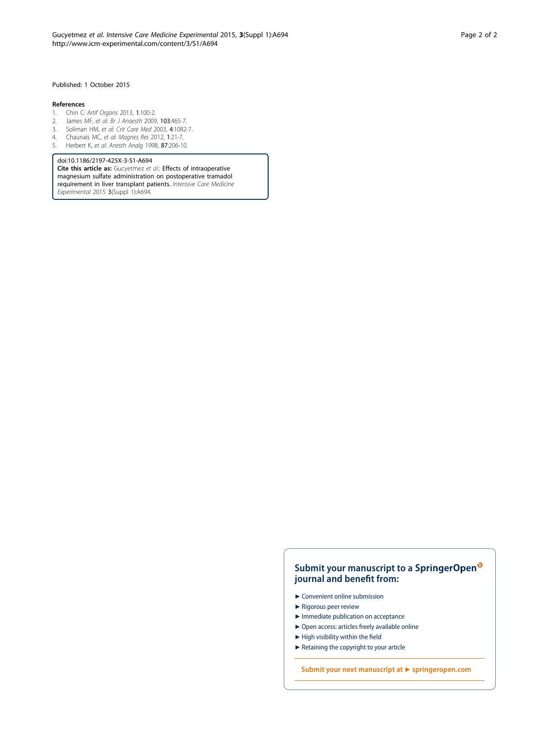Published: 1 October 2015

### References

1. Chin C: *Artif Organs* 2013, **1**:100-2.
2. James MF, *et al*: *Br J Anaesth* 2009, **103**:465-7.
3. Soliman HM, *et al*: *Crit Care Med* 2003, **4**:1082-7.
4. Chaunais MC, *et al*: *Magnes Res* 2012, **1**:21-7.
5. Herbert K, *et al*: *Anesth Analg* 1998, **87**:206-10.

doi:10.1186/2197-425X-3-S1-A694

**Cite this article as:** Gucyetmez *et al.*: Effects of intraoperative magnesium sulfate administration on postoperative tramadol requirement in liver transplant patients. *Intensive Care Medicine Experimental* 2015 **3**(Suppl 1):A694.

**Submit your manuscript to a SpringerOpen journal and benefit from:**

- ► Convenient online submission
- ► Rigorous peer review
- ► Immediate publication on acceptance
- ► Open access: articles freely available online
- ► High visibility within the field
- ► Retaining the copyright to your article

**Submit your next manuscript at ► springeropen.com**